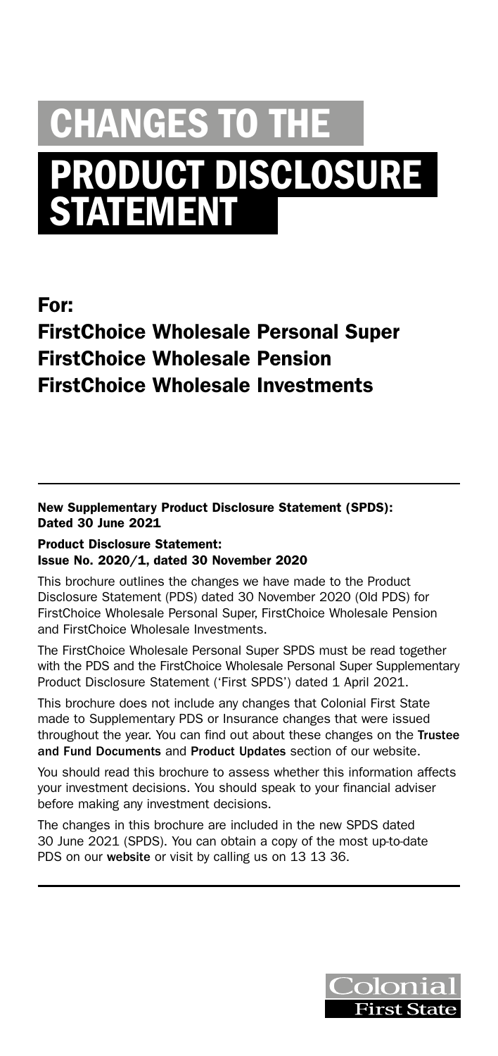# CHANGES TO THE PRODUCT DISCLOSURE STATEMENT

## For:
## FirstChoice Wholesale Personal Super
## FirstChoice Wholesale Pension
## FirstChoice Wholesale Investments

**New Supplementary Product Disclosure Statement (SPDS): Dated 30 June 2021**

**Product Disclosure Statement: Issue No. 2020/1, dated 30 November 2020**

This brochure outlines the changes we have made to the Product Disclosure Statement (PDS) dated 30 November 2020 (Old PDS) for FirstChoice Wholesale Personal Super, FirstChoice Wholesale Pension and FirstChoice Wholesale Investments.

The FirstChoice Wholesale Personal Super SPDS must be read together with the PDS and the FirstChoice Wholesale Personal Super Supplementary Product Disclosure Statement ('First SPDS') dated 1 April 2021.

This brochure does not include any changes that Colonial First State made to Supplementary PDS or Insurance changes that were issued throughout the year. You can find out about these changes on the **Trustee and Fund Documents** and **Product Updates** section of our website.

You should read this brochure to assess whether this information affects your investment decisions. You should speak to your financial adviser before making any investment decisions.

The changes in this brochure are included in the new SPDS dated 30 June 2021 (SPDS). You can obtain a copy of the most up-to-date PDS on our **website** or visit by calling us on 13 13 36.

Colonial First State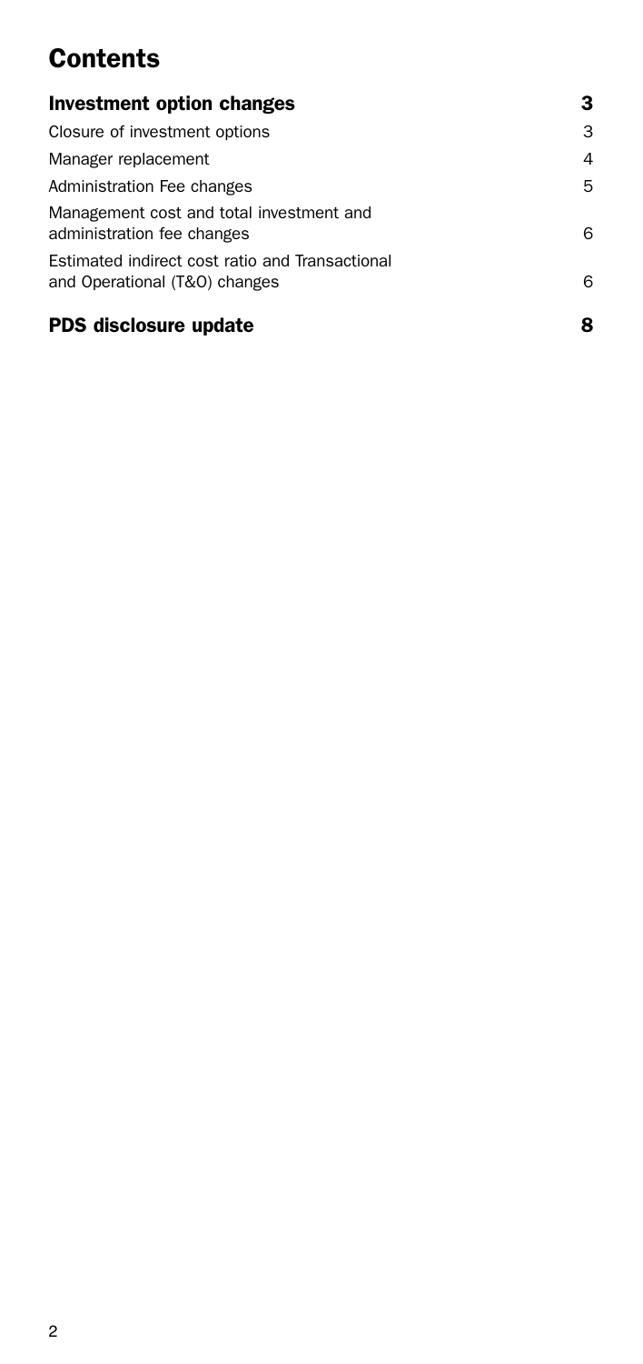# Contents

| | |
|---|---|
| **Investment option changes** | **3** |
| Closure of investment options | 3 |
| Manager replacement | 4 |
| Administration Fee changes | 5 |
| Management cost and total investment and administration fee changes | 6 |
| Estimated indirect cost ratio and Transactional and Operational (T&O) changes | 6 |
| **PDS disclosure update** | **8** |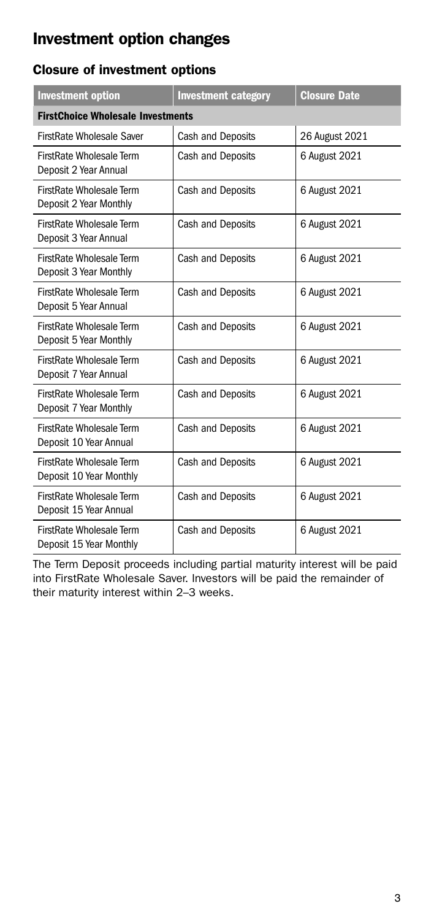## Investment option changes

### Closure of investment options

| Investment option | Investment category | Closure Date |
|---|---|---|
| **FirstChoice Wholesale Investments** | | |
| FirstRate Wholesale Saver | Cash and Deposits | 26 August 2021 |
| FirstRate Wholesale Term Deposit 2 Year Annual | Cash and Deposits | 6 August 2021 |
| FirstRate Wholesale Term Deposit 2 Year Monthly | Cash and Deposits | 6 August 2021 |
| FirstRate Wholesale Term Deposit 3 Year Annual | Cash and Deposits | 6 August 2021 |
| FirstRate Wholesale Term Deposit 3 Year Monthly | Cash and Deposits | 6 August 2021 |
| FirstRate Wholesale Term Deposit 5 Year Annual | Cash and Deposits | 6 August 2021 |
| FirstRate Wholesale Term Deposit 5 Year Monthly | Cash and Deposits | 6 August 2021 |
| FirstRate Wholesale Term Deposit 7 Year Annual | Cash and Deposits | 6 August 2021 |
| FirstRate Wholesale Term Deposit 7 Year Monthly | Cash and Deposits | 6 August 2021 |
| FirstRate Wholesale Term Deposit 10 Year Annual | Cash and Deposits | 6 August 2021 |
| FirstRate Wholesale Term Deposit 10 Year Monthly | Cash and Deposits | 6 August 2021 |
| FirstRate Wholesale Term Deposit 15 Year Annual | Cash and Deposits | 6 August 2021 |
| FirstRate Wholesale Term Deposit 15 Year Monthly | Cash and Deposits | 6 August 2021 |

The Term Deposit proceeds including partial maturity interest will be paid into FirstRate Wholesale Saver. Investors will be paid the remainder of their maturity interest within 2–3 weeks.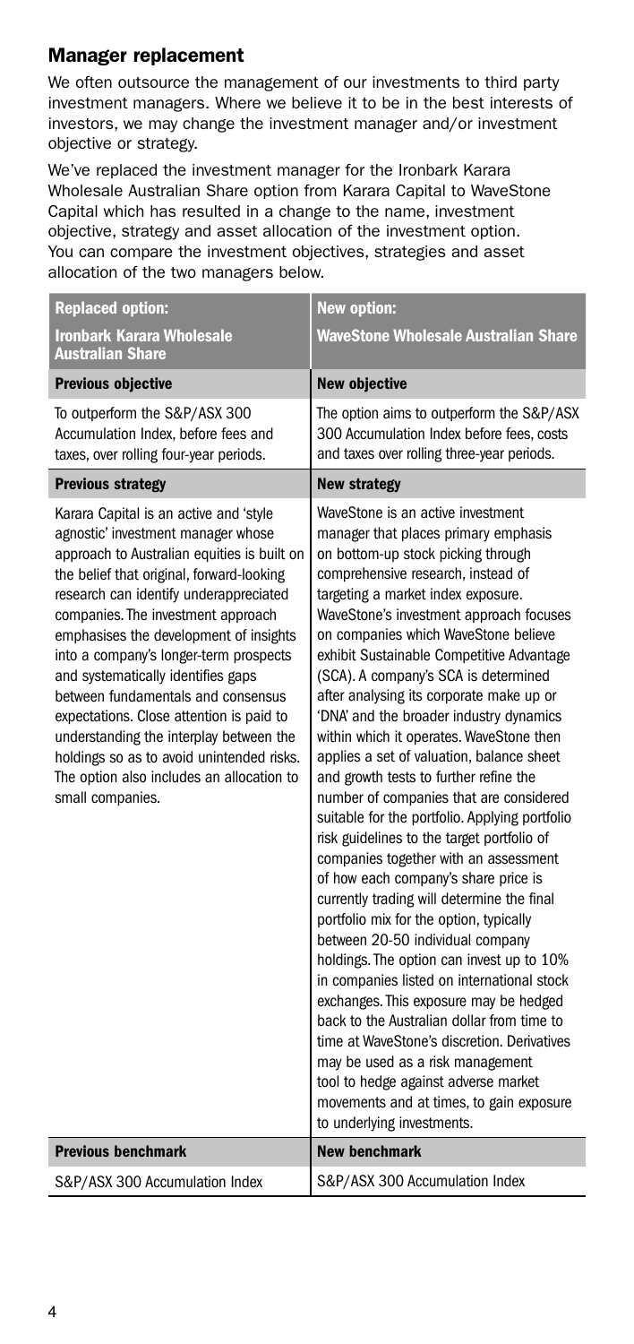## Manager replacement

We often outsource the management of our investments to third party investment managers. Where we believe it to be in the best interests of investors, we may change the investment manager and/or investment objective or strategy.

We've replaced the investment manager for the Ironbark Karara Wholesale Australian Share option from Karara Capital to WaveStone Capital which has resulted in a change to the name, investment objective, strategy and asset allocation of the investment option. You can compare the investment objectives, strategies and asset allocation of the two managers below.

| Replaced option: **Ironbark Karara Wholesale Australian Share** | New option: **WaveStone Wholesale Australian Share** |
|---|---|
| **Previous objective** | **New objective** |
| To outperform the S&P/ASX 300 Accumulation Index, before fees and taxes, over rolling four-year periods. | The option aims to outperform the S&P/ASX 300 Accumulation Index before fees, costs and taxes over rolling three-year periods. |
| **Previous strategy** | **New strategy** |
| Karara Capital is an active and 'style agnostic' investment manager whose approach to Australian equities is built on the belief that original, forward-looking research can identify underappreciated companies. The investment approach emphasises the development of insights into a company's longer-term prospects and systematically identifies gaps between fundamentals and consensus expectations. Close attention is paid to understanding the interplay between the holdings so as to avoid unintended risks. The option also includes an allocation to small companies. | WaveStone is an active investment manager that places primary emphasis on bottom-up stock picking through comprehensive research, instead of targeting a market index exposure. WaveStone's investment approach focuses on companies which WaveStone believe exhibit Sustainable Competitive Advantage (SCA). A company's SCA is determined after analysing its corporate make up or 'DNA' and the broader industry dynamics within which it operates. WaveStone then applies a set of valuation, balance sheet and growth tests to further refine the number of companies that are considered suitable for the portfolio. Applying portfolio risk guidelines to the target portfolio of companies together with an assessment of how each company's share price is currently trading will determine the final portfolio mix for the option, typically between 20-50 individual company holdings. The option can invest up to 10% in companies listed on international stock exchanges. This exposure may be hedged back to the Australian dollar from time to time at WaveStone's discretion. Derivatives may be used as a risk management tool to hedge against adverse market movements and at times, to gain exposure to underlying investments. |
| **Previous benchmark** | **New benchmark** |
| S&P/ASX 300 Accumulation Index | S&P/ASX 300 Accumulation Index |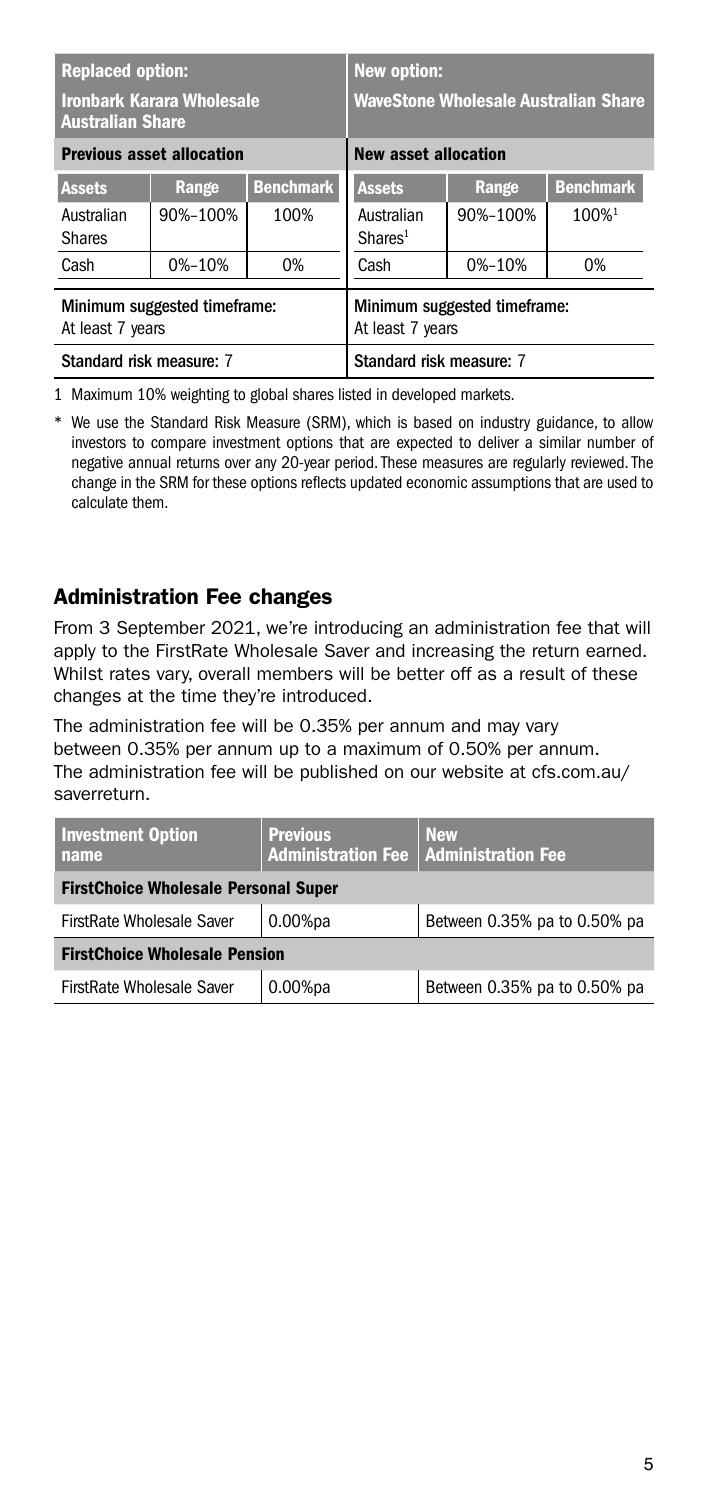| Replaced option: Ironbark Karara Wholesale Australian Share | | | New option: WaveStone Wholesale Australian Share | | |
|---|---|---|---|---|---|
| **Previous asset allocation** | | | **New asset allocation** | | |
| **Assets** | **Range** | **Benchmark** | **Assets** | **Range** | **Benchmark** |
| Australian Shares | 90%–100% | 100% | Australian Shares[1] | 90%–100% | 100%[1] |
| Cash | 0%–10% | 0% | Cash | 0%–10% | 0% |
| Minimum suggested timeframe: At least 7 years | | | Minimum suggested timeframe: At least 7 years | | |
| Standard risk measure: 7 | | | Standard risk measure: 7 | | |

1 Maximum 10% weighting to global shares listed in developed markets.

\* We use the Standard Risk Measure (SRM), which is based on industry guidance, to allow investors to compare investment options that are expected to deliver a similar number of negative annual returns over any 20-year period. These measures are regularly reviewed. The change in the SRM for these options reflects updated economic assumptions that are used to calculate them.

## Administration Fee changes

From 3 September 2021, we're introducing an administration fee that will apply to the FirstRate Wholesale Saver and increasing the return earned. Whilst rates vary, overall members will be better off as a result of these changes at the time they're introduced.

The administration fee will be 0.35% per annum and may vary between 0.35% per annum up to a maximum of 0.50% per annum. The administration fee will be published on our website at cfs.com.au/saverreturn.

| Investment Option name | Previous Administration Fee | New Administration Fee |
|---|---|---|
| **FirstChoice Wholesale Personal Super** | | |
| FirstRate Wholesale Saver | 0.00%pa | Between 0.35% pa to 0.50% pa |
| **FirstChoice Wholesale Pension** | | |
| FirstRate Wholesale Saver | 0.00%pa | Between 0.35% pa to 0.50% pa |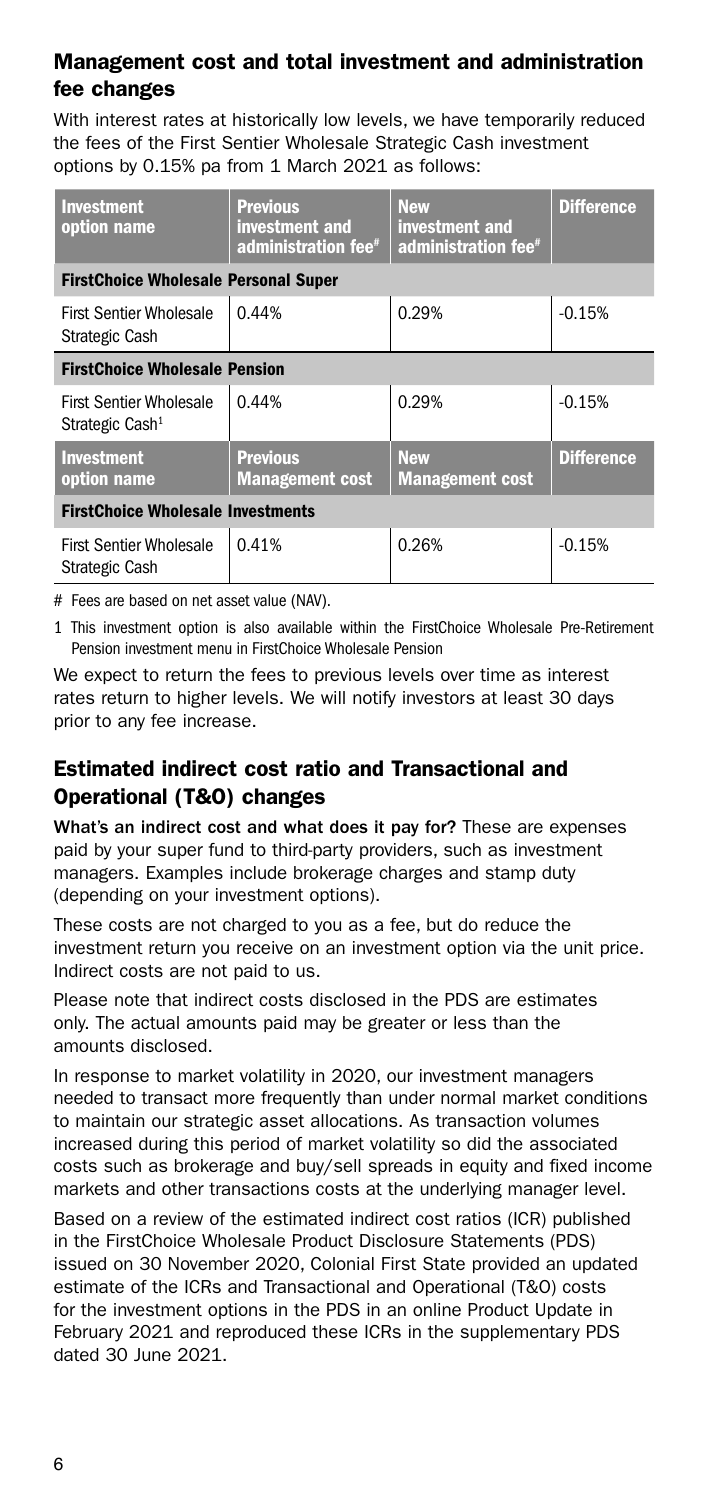## Management cost and total investment and administration fee changes

With interest rates at historically low levels, we have temporarily reduced the fees of the First Sentier Wholesale Strategic Cash investment options by 0.15% pa from 1 March 2021 as follows:

| Investment option name | Previous investment and administration fee# | New investment and administration fee# | Difference |
|---|---|---|---|
| **FirstChoice Wholesale Personal Super** | | | |
| First Sentier Wholesale Strategic Cash | 0.44% | 0.29% | -0.15% |
| **FirstChoice Wholesale Pension** | | | |
| First Sentier Wholesale Strategic Cash[1] | 0.44% | 0.29% | -0.15% |
| **Investment option name** | **Previous Management cost** | **New Management cost** | **Difference** |
| **FirstChoice Wholesale Investments** | | | |
| First Sentier Wholesale Strategic Cash | 0.41% | 0.26% | -0.15% |

# Fees are based on net asset value (NAV).

1 This investment option is also available within the FirstChoice Wholesale Pre-Retirement Pension investment menu in FirstChoice Wholesale Pension

We expect to return the fees to previous levels over time as interest rates return to higher levels. We will notify investors at least 30 days prior to any fee increase.

## Estimated indirect cost ratio and Transactional and Operational (T&O) changes

**What's an indirect cost and what does it pay for?** These are expenses paid by your super fund to third-party providers, such as investment managers. Examples include brokerage charges and stamp duty (depending on your investment options).

These costs are not charged to you as a fee, but do reduce the investment return you receive on an investment option via the unit price. Indirect costs are not paid to us.

Please note that indirect costs disclosed in the PDS are estimates only. The actual amounts paid may be greater or less than the amounts disclosed.

In response to market volatility in 2020, our investment managers needed to transact more frequently than under normal market conditions to maintain our strategic asset allocations. As transaction volumes increased during this period of market volatility so did the associated costs such as brokerage and buy/sell spreads in equity and fixed income markets and other transactions costs at the underlying manager level.

Based on a review of the estimated indirect cost ratios (ICR) published in the FirstChoice Wholesale Product Disclosure Statements (PDS) issued on 30 November 2020, Colonial First State provided an updated estimate of the ICRs and Transactional and Operational (T&O) costs for the investment options in the PDS in an online Product Update in February 2021 and reproduced these ICRs in the supplementary PDS dated 30 June 2021.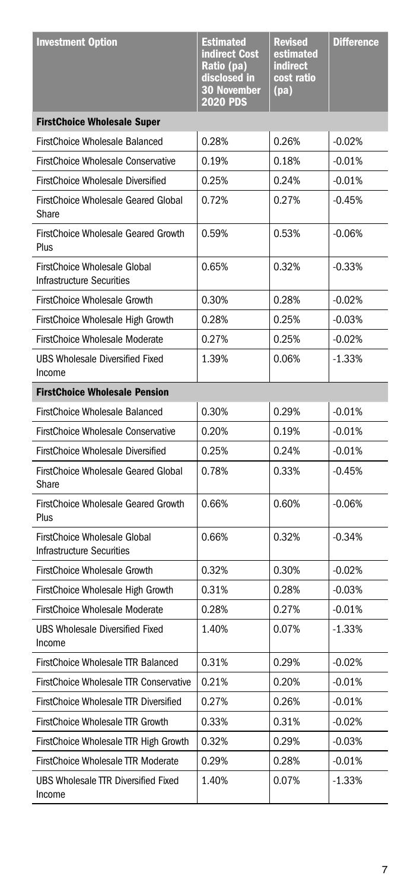| Investment Option | Estimated indirect Cost Ratio (pa) disclosed in 30 November 2020 PDS | Revised estimated indirect cost ratio (pa) | Difference |
|---|---|---|---|
| **FirstChoice Wholesale Super** | | | |
| FirstChoice Wholesale Balanced | 0.28% | 0.26% | -0.02% |
| FirstChoice Wholesale Conservative | 0.19% | 0.18% | -0.01% |
| FirstChoice Wholesale Diversified | 0.25% | 0.24% | -0.01% |
| FirstChoice Wholesale Geared Global Share | 0.72% | 0.27% | -0.45% |
| FirstChoice Wholesale Geared Growth Plus | 0.59% | 0.53% | -0.06% |
| FirstChoice Wholesale Global Infrastructure Securities | 0.65% | 0.32% | -0.33% |
| FirstChoice Wholesale Growth | 0.30% | 0.28% | -0.02% |
| FirstChoice Wholesale High Growth | 0.28% | 0.25% | -0.03% |
| FirstChoice Wholesale Moderate | 0.27% | 0.25% | -0.02% |
| UBS Wholesale Diversified Fixed Income | 1.39% | 0.06% | -1.33% |
| **FirstChoice Wholesale Pension** | | | |
| FirstChoice Wholesale Balanced | 0.30% | 0.29% | -0.01% |
| FirstChoice Wholesale Conservative | 0.20% | 0.19% | -0.01% |
| FirstChoice Wholesale Diversified | 0.25% | 0.24% | -0.01% |
| FirstChoice Wholesale Geared Global Share | 0.78% | 0.33% | -0.45% |
| FirstChoice Wholesale Geared Growth Plus | 0.66% | 0.60% | -0.06% |
| FirstChoice Wholesale Global Infrastructure Securities | 0.66% | 0.32% | -0.34% |
| FirstChoice Wholesale Growth | 0.32% | 0.30% | -0.02% |
| FirstChoice Wholesale High Growth | 0.31% | 0.28% | -0.03% |
| FirstChoice Wholesale Moderate | 0.28% | 0.27% | -0.01% |
| UBS Wholesale Diversified Fixed Income | 1.40% | 0.07% | -1.33% |
| FirstChoice Wholesale TTR Balanced | 0.31% | 0.29% | -0.02% |
| FirstChoice Wholesale TTR Conservative | 0.21% | 0.20% | -0.01% |
| FirstChoice Wholesale TTR Diversified | 0.27% | 0.26% | -0.01% |
| FirstChoice Wholesale TTR Growth | 0.33% | 0.31% | -0.02% |
| FirstChoice Wholesale TTR High Growth | 0.32% | 0.29% | -0.03% |
| FirstChoice Wholesale TTR Moderate | 0.29% | 0.28% | -0.01% |
| UBS Wholesale TTR Diversified Fixed Income | 1.40% | 0.07% | -1.33% |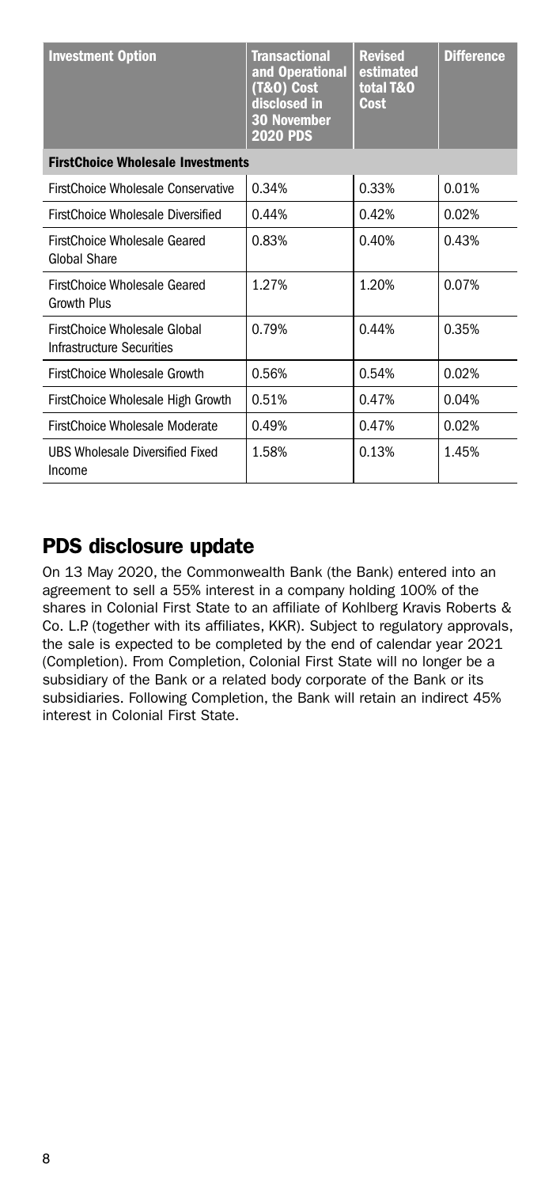| Investment Option | Transactional and Operational (T&O) Cost disclosed in 30 November 2020 PDS | Revised estimated total T&O Cost | Difference |
|---|---|---|---|
| **FirstChoice Wholesale Investments** | | | |
| FirstChoice Wholesale Conservative | 0.34% | 0.33% | 0.01% |
| FirstChoice Wholesale Diversified | 0.44% | 0.42% | 0.02% |
| FirstChoice Wholesale Geared Global Share | 0.83% | 0.40% | 0.43% |
| FirstChoice Wholesale Geared Growth Plus | 1.27% | 1.20% | 0.07% |
| FirstChoice Wholesale Global Infrastructure Securities | 0.79% | 0.44% | 0.35% |
| FirstChoice Wholesale Growth | 0.56% | 0.54% | 0.02% |
| FirstChoice Wholesale High Growth | 0.51% | 0.47% | 0.04% |
| FirstChoice Wholesale Moderate | 0.49% | 0.47% | 0.02% |
| UBS Wholesale Diversified Fixed Income | 1.58% | 0.13% | 1.45% |

## PDS disclosure update

On 13 May 2020, the Commonwealth Bank (the Bank) entered into an agreement to sell a 55% interest in a company holding 100% of the shares in Colonial First State to an affiliate of Kohlberg Kravis Roberts & Co. L.P. (together with its affiliates, KKR). Subject to regulatory approvals, the sale is expected to be completed by the end of calendar year 2021 (Completion). From Completion, Colonial First State will no longer be a subsidiary of the Bank or a related body corporate of the Bank or its subsidiaries. Following Completion, the Bank will retain an indirect 45% interest in Colonial First State.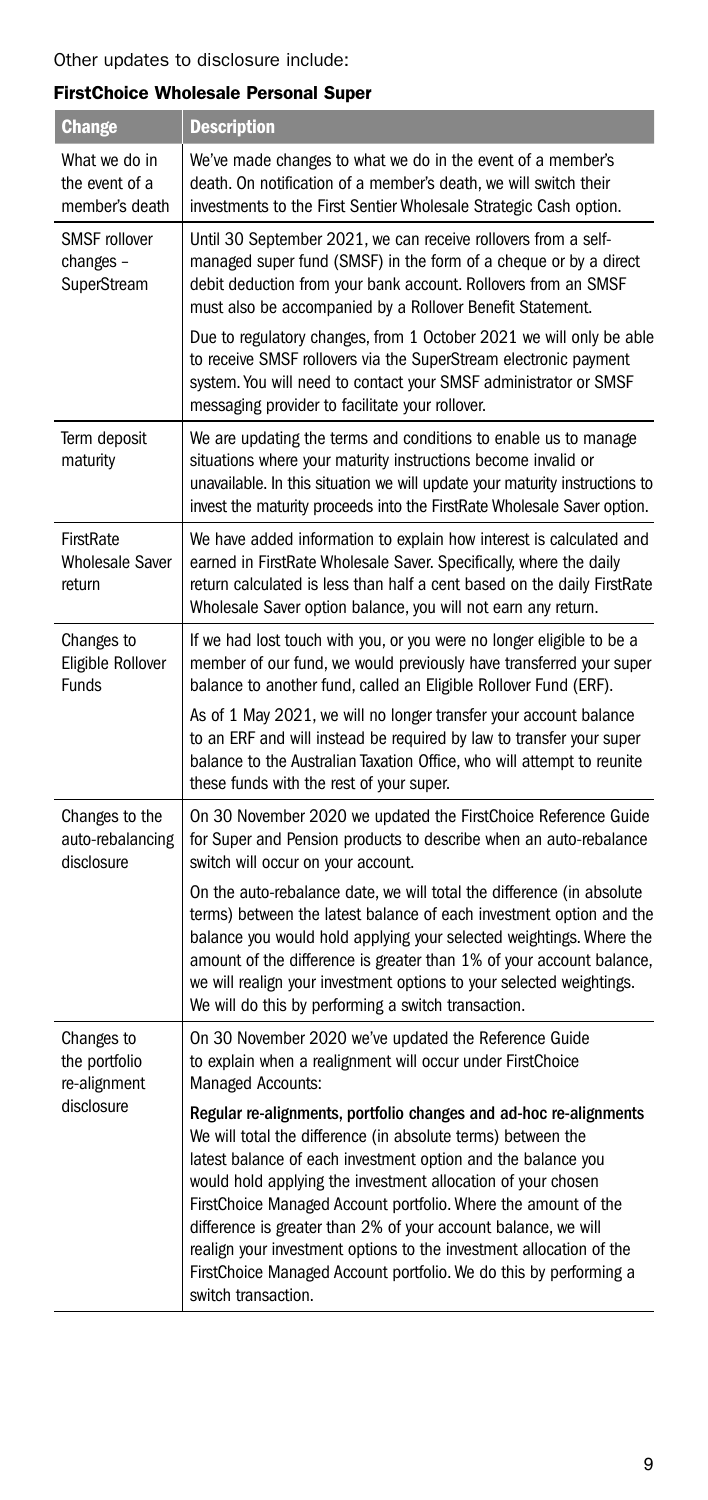Other updates to disclosure include:

### FirstChoice Wholesale Personal Super

| Change | Description |
|---|---|
| What we do in the event of a member's death | We've made changes to what we do in the event of a member's death. On notification of a member's death, we will switch their investments to the First Sentier Wholesale Strategic Cash option. |
| SMSF rollover changes – SuperStream | Until 30 September 2021, we can receive rollovers from a self-managed super fund (SMSF) in the form of a cheque or by a direct debit deduction from your bank account. Rollovers from an SMSF must also be accompanied by a Rollover Benefit Statement.<br><br>Due to regulatory changes, from 1 October 2021 we will only be able to receive SMSF rollovers via the SuperStream electronic payment system. You will need to contact your SMSF administrator or SMSF messaging provider to facilitate your rollover. |
| Term deposit maturity | We are updating the terms and conditions to enable us to manage situations where your maturity instructions become invalid or unavailable. In this situation we will update your maturity instructions to invest the maturity proceeds into the FirstRate Wholesale Saver option. |
| FirstRate Wholesale Saver return | We have added information to explain how interest is calculated and earned in FirstRate Wholesale Saver. Specifically, where the daily return calculated is less than half a cent based on the daily FirstRate Wholesale Saver option balance, you will not earn any return. |
| Changes to Eligible Rollover Funds | If we had lost touch with you, or you were no longer eligible to be a member of our fund, we would previously have transferred your super balance to another fund, called an Eligible Rollover Fund (ERF).<br><br>As of 1 May 2021, we will no longer transfer your account balance to an ERF and will instead be required by law to transfer your super balance to the Australian Taxation Office, who will attempt to reunite these funds with the rest of your super. |
| Changes to the auto-rebalancing disclosure | On 30 November 2020 we updated the FirstChoice Reference Guide for Super and Pension products to describe when an auto-rebalance switch will occur on your account.<br><br>On the auto-rebalance date, we will total the difference (in absolute terms) between the latest balance of each investment option and the balance you would hold applying your selected weightings. Where the amount of the difference is greater than 1% of your account balance, we will realign your investment options to your selected weightings. We will do this by performing a switch transaction. |
| Changes to the portfolio re-alignment disclosure | On 30 November 2020 we've updated the Reference Guide to explain when a realignment will occur under FirstChoice Managed Accounts:<br><br>**Regular re-alignments, portfolio changes and ad-hoc re-alignments**<br>We will total the difference (in absolute terms) between the latest balance of each investment option and the balance you would hold applying the investment allocation of your chosen FirstChoice Managed Account portfolio. Where the amount of the difference is greater than 2% of your account balance, we will realign your investment options to the investment allocation of the FirstChoice Managed Account portfolio. We do this by performing a switch transaction. |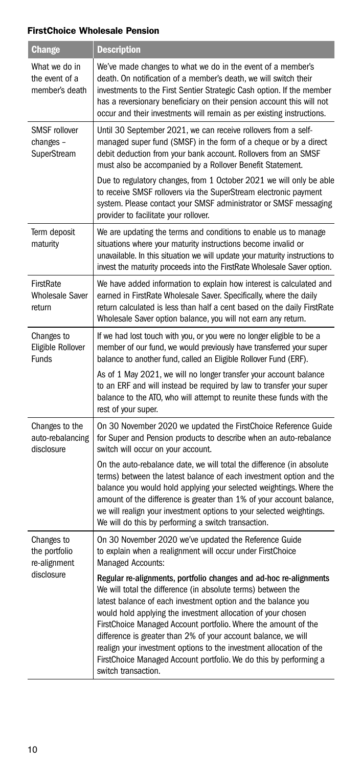### FirstChoice Wholesale Pension

| Change | Description |
|---|---|
| What we do in the event of a member's death | We've made changes to what we do in the event of a member's death. On notification of a member's death, we will switch their investments to the First Sentier Strategic Cash option. If the member has a reversionary beneficiary on their pension account this will not occur and their investments will remain as per existing instructions. |
| SMSF rollover changes – SuperStream | Until 30 September 2021, we can receive rollovers from a self-managed super fund (SMSF) in the form of a cheque or by a direct debit deduction from your bank account. Rollovers from an SMSF must also be accompanied by a Rollover Benefit Statement.<br><br>Due to regulatory changes, from 1 October 2021 we will only be able to receive SMSF rollovers via the SuperStream electronic payment system. Please contact your SMSF administrator or SMSF messaging provider to facilitate your rollover. |
| Term deposit maturity | We are updating the terms and conditions to enable us to manage situations where your maturity instructions become invalid or unavailable. In this situation we will update your maturity instructions to invest the maturity proceeds into the FirstRate Wholesale Saver option. |
| FirstRate Wholesale Saver return | We have added information to explain how interest is calculated and earned in FirstRate Wholesale Saver. Specifically, where the daily return calculated is less than half a cent based on the daily FirstRate Wholesale Saver option balance, you will not earn any return. |
| Changes to Eligible Rollover Funds | If we had lost touch with you, or you were no longer eligible to be a member of our fund, we would previously have transferred your super balance to another fund, called an Eligible Rollover Fund (ERF).<br><br>As of 1 May 2021, we will no longer transfer your account balance to an ERF and will instead be required by law to transfer your super balance to the ATO, who will attempt to reunite these funds with the rest of your super. |
| Changes to the auto-rebalancing disclosure | On 30 November 2020 we updated the FirstChoice Reference Guide for Super and Pension products to describe when an auto-rebalance switch will occur on your account.<br><br>On the auto-rebalance date, we will total the difference (in absolute terms) between the latest balance of each investment option and the balance you would hold applying your selected weightings. Where the amount of the difference is greater than 1% of your account balance, we will realign your investment options to your selected weightings. We will do this by performing a switch transaction. |
| Changes to the portfolio re-alignment disclosure | On 30 November 2020 we've updated the Reference Guide to explain when a realignment will occur under FirstChoice Managed Accounts:<br><br>**Regular re-alignments, portfolio changes and ad-hoc re-alignments**<br>We will total the difference (in absolute terms) between the latest balance of each investment option and the balance you would hold applying the investment allocation of your chosen FirstChoice Managed Account portfolio. Where the amount of the difference is greater than 2% of your account balance, we will realign your investment options to the investment allocation of the FirstChoice Managed Account portfolio. We do this by performing a switch transaction. |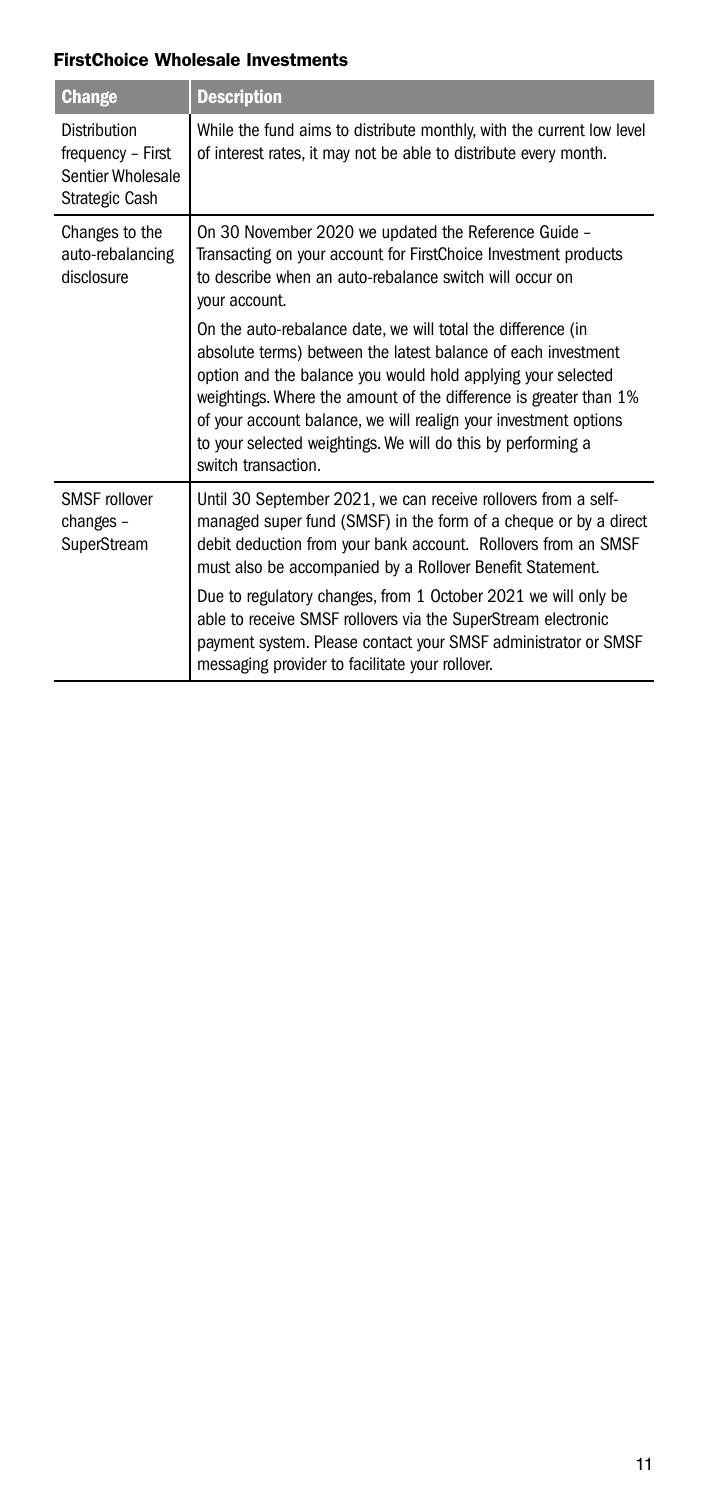### FirstChoice Wholesale Investments

| Change | Description |
|---|---|
| Distribution frequency – First Sentier Wholesale Strategic Cash | While the fund aims to distribute monthly, with the current low level of interest rates, it may not be able to distribute every month. |
| Changes to the auto-rebalancing disclosure | On 30 November 2020 we updated the Reference Guide – Transacting on your account for FirstChoice Investment products to describe when an auto-rebalance switch will occur on your account.<br><br>On the auto-rebalance date, we will total the difference (in absolute terms) between the latest balance of each investment option and the balance you would hold applying your selected weightings. Where the amount of the difference is greater than 1% of your account balance, we will realign your investment options to your selected weightings. We will do this by performing a switch transaction. |
| SMSF rollover changes – SuperStream | Until 30 September 2021, we can receive rollovers from a self-managed super fund (SMSF) in the form of a cheque or by a direct debit deduction from your bank account. Rollovers from an SMSF must also be accompanied by a Rollover Benefit Statement.<br><br>Due to regulatory changes, from 1 October 2021 we will only be able to receive SMSF rollovers via the SuperStream electronic payment system. Please contact your SMSF administrator or SMSF messaging provider to facilitate your rollover. |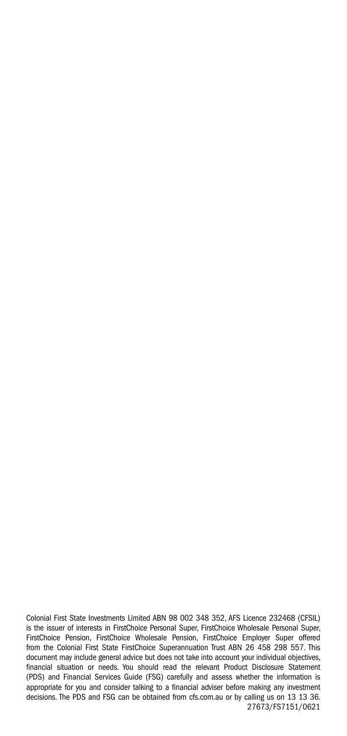Colonial First State Investments Limited ABN 98 002 348 352, AFS Licence 232468 (CFSIL) is the issuer of interests in FirstChoice Personal Super, FirstChoice Wholesale Personal Super, FirstChoice Pension, FirstChoice Wholesale Pension, FirstChoice Employer Super offered from the Colonial First State FirstChoice Superannuation Trust ABN 26 458 298 557. This document may include general advice but does not take into account your individual objectives, financial situation or needs. You should read the relevant Product Disclosure Statement (PDS) and Financial Services Guide (FSG) carefully and assess whether the information is appropriate for you and consider talking to a financial adviser before making any investment decisions. The PDS and FSG can be obtained from cfs.com.au or by calling us on 13 13 36.

27673/FS7151/0621